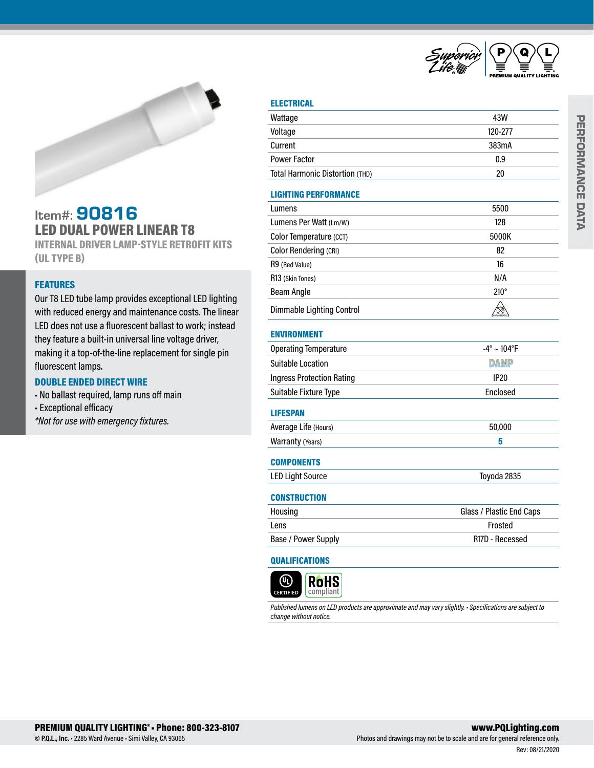Item#: **90816**

# LED DUAL POWER LINEAR T8

## INTERNAL DRIVER LAMP-STYLE RETROFIT KITS (UL TYPE B)

### FEATURES

Our T8 LED tube lamp provides exceptional LED lighting with reduced energy and maintenance costs. The linear LED does not use a fluorescent ballast to work; instead they feature a built-in universal line voltage driver, making it a top-of-the-line replacement for single pin fluorescent lamps.

### DOUBLE ENDED DIRECT WIRE

- No ballast required, lamp runs off main
- Exceptional efficacy

*\*Not for use with emergency fixtures.*

## PERFORMANCE DATA

### ELECTRICAL

| | |
|---|---|
| Wattage | 43W |
| Voltage | 120-277 |
| Current | 383mA |
| Power Factor | 0.9 |
| Total Harmonic Distortion (THD) | 20 |

### LIGHTING PERFORMANCE

| | |
|---|---|
| Lumens | 5500 |
| Lumens Per Watt (Lm/W) | 128 |
| Color Temperature (CCT) | 5000K |
| Color Rendering (CRI) | 82 |
| R9 (Red Value) | 16 |
| R13 (Skin Tones) | N/A |
| Beam Angle | 210° |
| Dimmable Lighting Control | Not Dimmable |

### ENVIRONMENT

| | |
|---|---|
| Operating Temperature | -4° ~ 104°F |
| Suitable Location | DAMP |
| Ingress Protection Rating | IP20 |
| Suitable Fixture Type | Enclosed |

### LIFESPAN

| | |
|---|---|
| Average Life (Hours) | 50,000 |
| Warranty (Years) | 5 |

### COMPONENTS

| | |
|---|---|
| LED Light Source | Toyoda 2835 |

### CONSTRUCTION

| | |
|---|---|
| Housing | Glass / Plastic End Caps |
| Lens | Frosted |
| Base / Power Supply | R17D - Recessed |

### QUALIFICATIONS

UL CERTIFIED · RoHS compliant

*Published lumens on LED products are approximate and may vary slightly. • Specifications are subject to change without notice.*

**PREMIUM QUALITY LIGHTING® • Phone: 800-323-8107**
© **P.Q.L., Inc.** • 2285 Ward Avenue • Simi Valley, CA 93065

**www.PQLighting.com**
Photos and drawings may not be to scale and are for general reference only.
Rev: 08/21/2020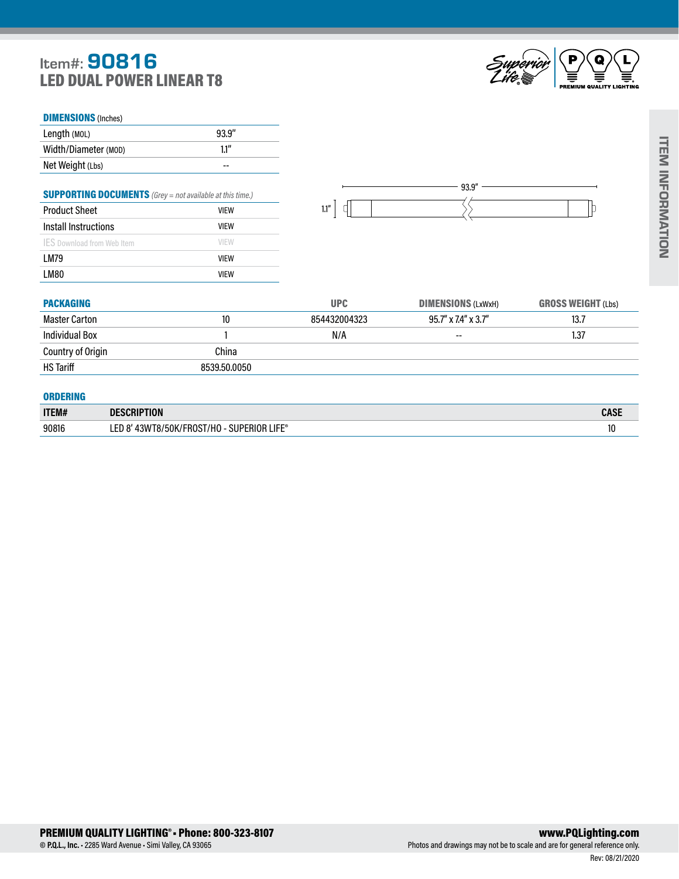# Item#: 90816
## LED DUAL POWER LINEAR T8

ITEM INFORMATION

### DIMENSIONS (Inches)

| | |
|---|---|
| Length (MOL) | 93.9" |
| Width/Diameter (MOD) | 1.1" |
| Net Weight (Lbs) | -- |

93.9"

1.1"

### SUPPORTING DOCUMENTS *(Grey = not available at this time.)*

| | |
|---|---|
| Product Sheet | VIEW |
| Install Instructions | VIEW |
| IES Download from Web Item | VIEW |
| LM79 | VIEW |
| LM80 | VIEW |

### PACKAGING

| PACKAGING | | UPC | DIMENSIONS (LxWxH) | GROSS WEIGHT (Lbs) |
|---|---|---|---|---|
| Master Carton | 10 | 854432004323 | 95.7" x 7.4" x 3.7" | 13.7 |
| Individual Box | 1 | N/A | -- | 1.37 |
| Country of Origin | China | | | |
| HS Tariff | 8539.50.0050 | | | |

### ORDERING

| ITEM# | DESCRIPTION | CASE |
|---|---|---|
| 90816 | LED 8' 43WT8/50K/FROST/HO - SUPERIOR LIFE® | 10 |

**PREMIUM QUALITY LIGHTING® • Phone: 800-323-8107**
© P.Q.L., Inc. • 2285 Ward Avenue • Simi Valley, CA 93065

**www.PQLighting.com**
Photos and drawings may not be to scale and are for general reference only.
Rev: 08/21/2020